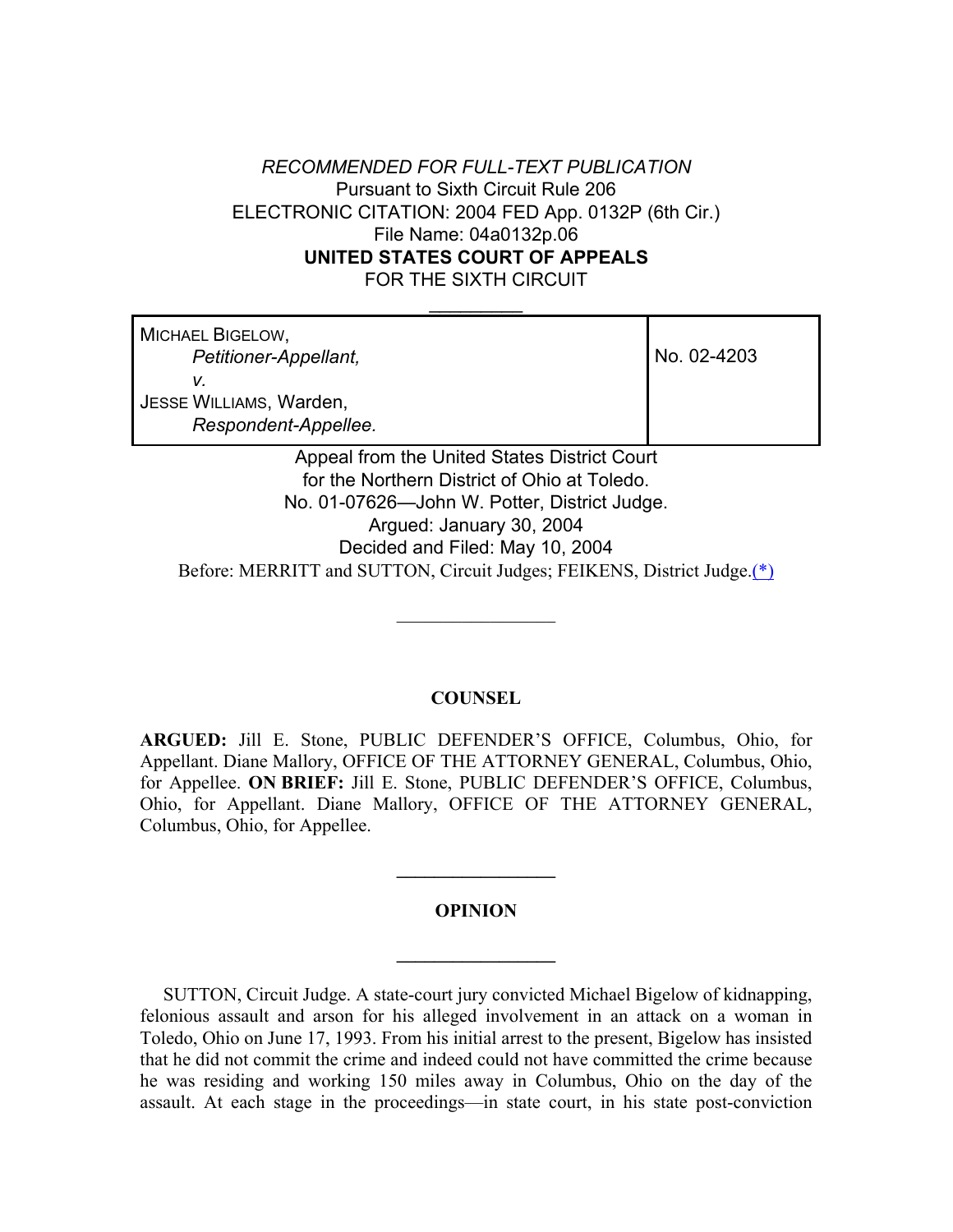*RECOMMENDED FOR FULL-TEXT PUBLICATION*
Pursuant to Sixth Circuit Rule 206
ELECTRONIC CITATION: 2004 FED App. 0132P (6th Cir.)
File Name: 04a0132p.06

**UNITED STATES COURT OF APPEALS**
FOR THE SIXTH CIRCUIT

| | |
|---|---|
| MICHAEL BIGELOW, *Petitioner-Appellant,* *v.* JESSE WILLIAMS, Warden, *Respondent-Appellee.* | No. 02-4203 |

Appeal from the United States District Court
for the Northern District of Ohio at Toledo.
No. 01-07626—John W. Potter, District Judge.
Argued: January 30, 2004
Decided and Filed: May 10, 2004

Before: MERRITT and SUTTON, Circuit Judges; FEIKENS, District Judge.(*)

## COUNSEL

**ARGUED:** Jill E. Stone, PUBLIC DEFENDER'S OFFICE, Columbus, Ohio, for Appellant. Diane Mallory, OFFICE OF THE ATTORNEY GENERAL, Columbus, Ohio, for Appellee. **ON BRIEF:** Jill E. Stone, PUBLIC DEFENDER'S OFFICE, Columbus, Ohio, for Appellant. Diane Mallory, OFFICE OF THE ATTORNEY GENERAL, Columbus, Ohio, for Appellee.

## OPINION

SUTTON, Circuit Judge. A state-court jury convicted Michael Bigelow of kidnapping, felonious assault and arson for his alleged involvement in an attack on a woman in Toledo, Ohio on June 17, 1993. From his initial arrest to the present, Bigelow has insisted that he did not commit the crime and indeed could not have committed the crime because he was residing and working 150 miles away in Columbus, Ohio on the day of the assault. At each stage in the proceedings—in state court, in his state post-conviction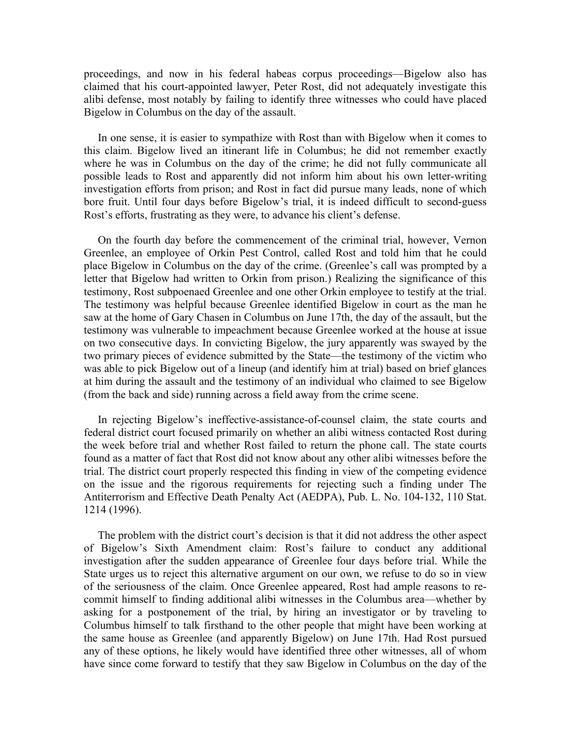proceedings, and now in his federal habeas corpus proceedings—Bigelow also has claimed that his court-appointed lawyer, Peter Rost, did not adequately investigate this alibi defense, most notably by failing to identify three witnesses who could have placed Bigelow in Columbus on the day of the assault.

In one sense, it is easier to sympathize with Rost than with Bigelow when it comes to this claim. Bigelow lived an itinerant life in Columbus; he did not remember exactly where he was in Columbus on the day of the crime; he did not fully communicate all possible leads to Rost and apparently did not inform him about his own letter-writing investigation efforts from prison; and Rost in fact did pursue many leads, none of which bore fruit. Until four days before Bigelow's trial, it is indeed difficult to second-guess Rost's efforts, frustrating as they were, to advance his client's defense.

On the fourth day before the commencement of the criminal trial, however, Vernon Greenlee, an employee of Orkin Pest Control, called Rost and told him that he could place Bigelow in Columbus on the day of the crime. (Greenlee's call was prompted by a letter that Bigelow had written to Orkin from prison.) Realizing the significance of this testimony, Rost subpoenaed Greenlee and one other Orkin employee to testify at the trial. The testimony was helpful because Greenlee identified Bigelow in court as the man he saw at the home of Gary Chasen in Columbus on June 17th, the day of the assault, but the testimony was vulnerable to impeachment because Greenlee worked at the house at issue on two consecutive days. In convicting Bigelow, the jury apparently was swayed by the two primary pieces of evidence submitted by the State—the testimony of the victim who was able to pick Bigelow out of a lineup (and identify him at trial) based on brief glances at him during the assault and the testimony of an individual who claimed to see Bigelow (from the back and side) running across a field away from the crime scene.

In rejecting Bigelow's ineffective-assistance-of-counsel claim, the state courts and federal district court focused primarily on whether an alibi witness contacted Rost during the week before trial and whether Rost failed to return the phone call. The state courts found as a matter of fact that Rost did not know about any other alibi witnesses before the trial. The district court properly respected this finding in view of the competing evidence on the issue and the rigorous requirements for rejecting such a finding under The Antiterrorism and Effective Death Penalty Act (AEDPA), Pub. L. No. 104-132, 110 Stat. 1214 (1996).

The problem with the district court's decision is that it did not address the other aspect of Bigelow's Sixth Amendment claim: Rost's failure to conduct any additional investigation after the sudden appearance of Greenlee four days before trial. While the State urges us to reject this alternative argument on our own, we refuse to do so in view of the seriousness of the claim. Once Greenlee appeared, Rost had ample reasons to re-commit himself to finding additional alibi witnesses in the Columbus area—whether by asking for a postponement of the trial, by hiring an investigator or by traveling to Columbus himself to talk firsthand to the other people that might have been working at the same house as Greenlee (and apparently Bigelow) on June 17th. Had Rost pursued any of these options, he likely would have identified three other witnesses, all of whom have since come forward to testify that they saw Bigelow in Columbus on the day of the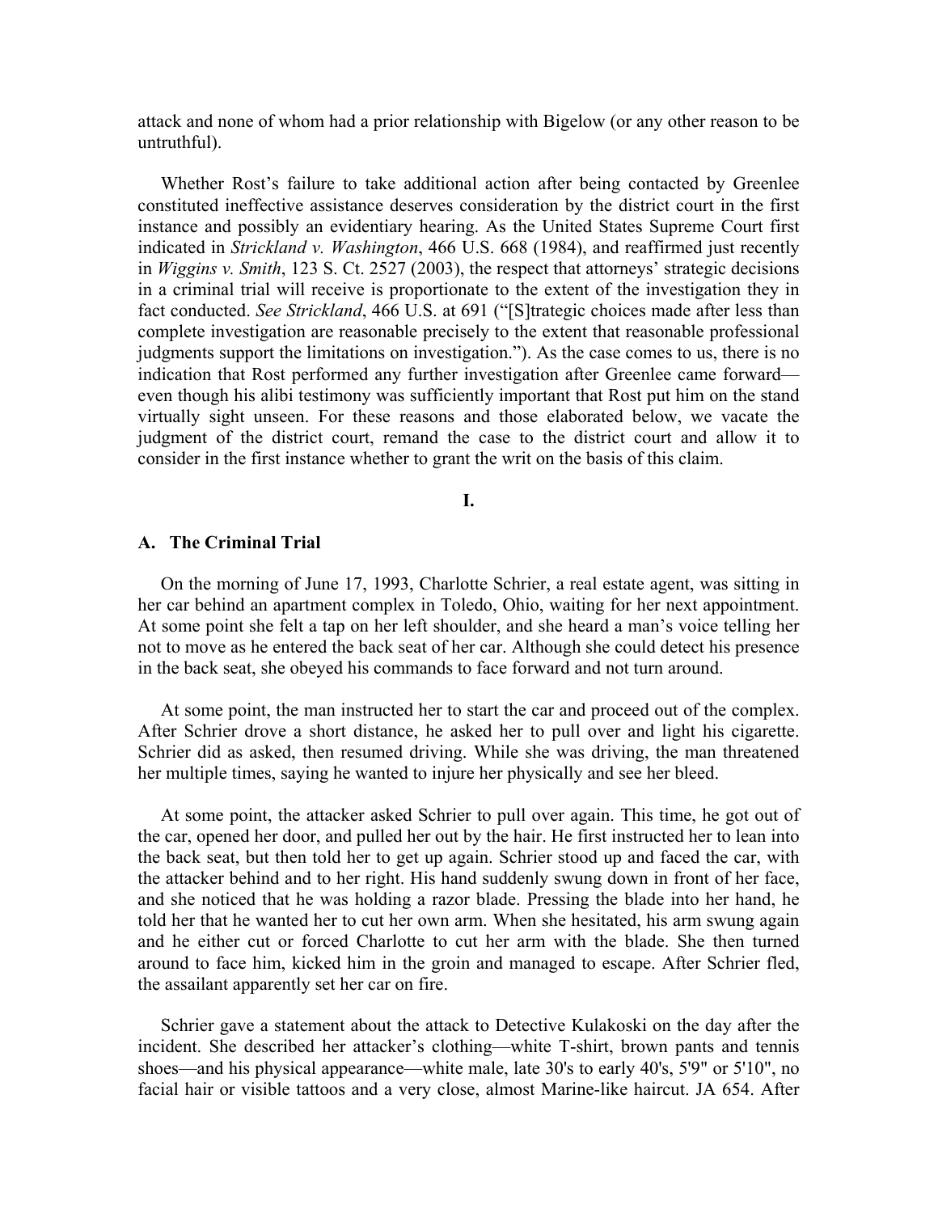attack and none of whom had a prior relationship with Bigelow (or any other reason to be untruthful).

Whether Rost's failure to take additional action after being contacted by Greenlee constituted ineffective assistance deserves consideration by the district court in the first instance and possibly an evidentiary hearing. As the United States Supreme Court first indicated in *Strickland v. Washington*, 466 U.S. 668 (1984), and reaffirmed just recently in *Wiggins v. Smith*, 123 S. Ct. 2527 (2003), the respect that attorneys' strategic decisions in a criminal trial will receive is proportionate to the extent of the investigation they in fact conducted. *See Strickland*, 466 U.S. at 691 ("[S]trategic choices made after less than complete investigation are reasonable precisely to the extent that reasonable professional judgments support the limitations on investigation."). As the case comes to us, there is no indication that Rost performed any further investigation after Greenlee came forward—even though his alibi testimony was sufficiently important that Rost put him on the stand virtually sight unseen. For these reasons and those elaborated below, we vacate the judgment of the district court, remand the case to the district court and allow it to consider in the first instance whether to grant the writ on the basis of this claim.

## I.

### A. The Criminal Trial

On the morning of June 17, 1993, Charlotte Schrier, a real estate agent, was sitting in her car behind an apartment complex in Toledo, Ohio, waiting for her next appointment. At some point she felt a tap on her left shoulder, and she heard a man's voice telling her not to move as he entered the back seat of her car. Although she could detect his presence in the back seat, she obeyed his commands to face forward and not turn around.

At some point, the man instructed her to start the car and proceed out of the complex. After Schrier drove a short distance, he asked her to pull over and light his cigarette. Schrier did as asked, then resumed driving. While she was driving, the man threatened her multiple times, saying he wanted to injure her physically and see her bleed.

At some point, the attacker asked Schrier to pull over again. This time, he got out of the car, opened her door, and pulled her out by the hair. He first instructed her to lean into the back seat, but then told her to get up again. Schrier stood up and faced the car, with the attacker behind and to her right. His hand suddenly swung down in front of her face, and she noticed that he was holding a razor blade. Pressing the blade into her hand, he told her that he wanted her to cut her own arm. When she hesitated, his arm swung again and he either cut or forced Charlotte to cut her arm with the blade. She then turned around to face him, kicked him in the groin and managed to escape. After Schrier fled, the assailant apparently set her car on fire.

Schrier gave a statement about the attack to Detective Kulakoski on the day after the incident. She described her attacker's clothing—white T-shirt, brown pants and tennis shoes—and his physical appearance—white male, late 30's to early 40's, 5'9" or 5'10", no facial hair or visible tattoos and a very close, almost Marine-like haircut. JA 654. After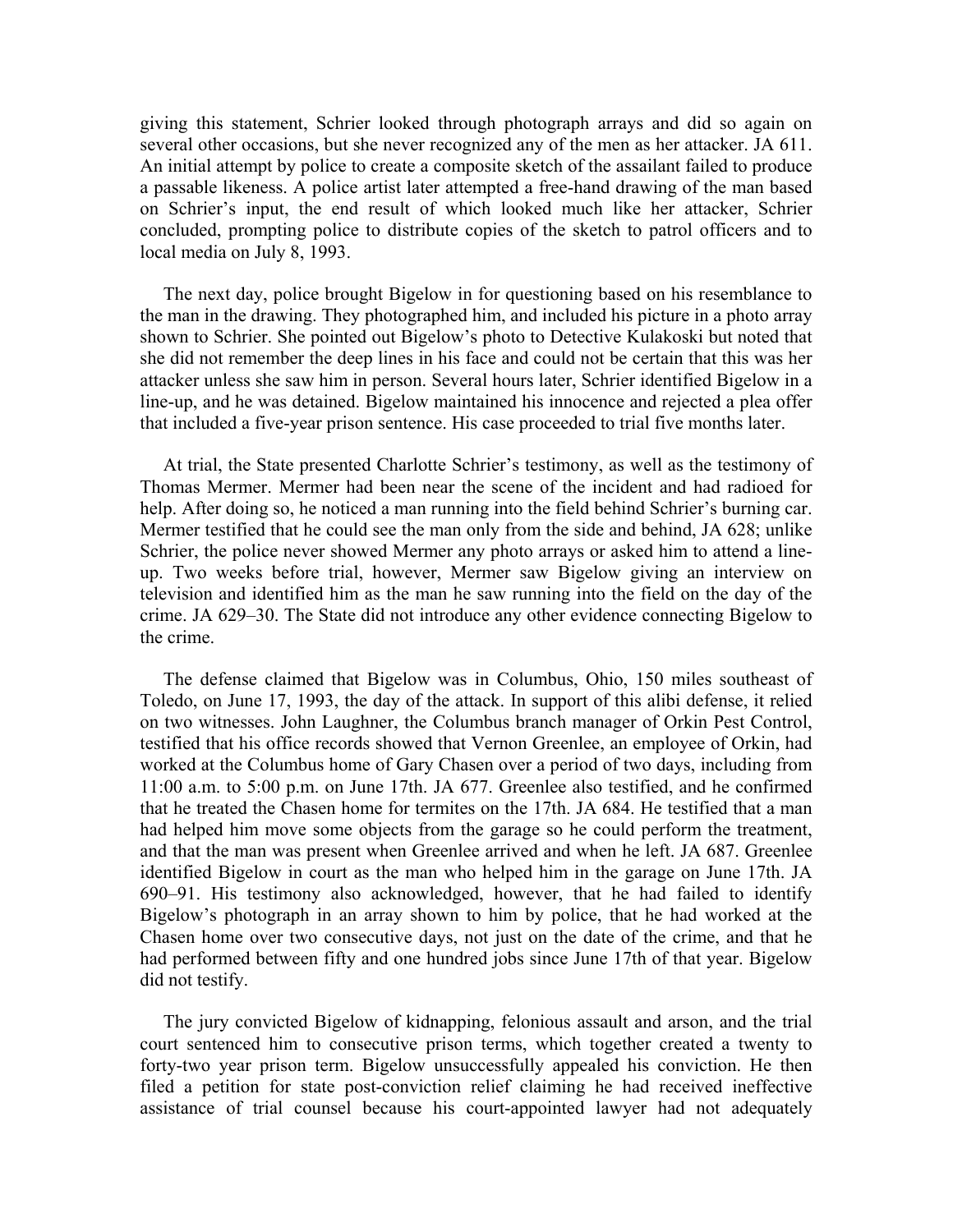giving this statement, Schrier looked through photograph arrays and did so again on several other occasions, but she never recognized any of the men as her attacker. JA 611. An initial attempt by police to create a composite sketch of the assailant failed to produce a passable likeness. A police artist later attempted a free-hand drawing of the man based on Schrier's input, the end result of which looked much like her attacker, Schrier concluded, prompting police to distribute copies of the sketch to patrol officers and to local media on July 8, 1993.

The next day, police brought Bigelow in for questioning based on his resemblance to the man in the drawing. They photographed him, and included his picture in a photo array shown to Schrier. She pointed out Bigelow's photo to Detective Kulakoski but noted that she did not remember the deep lines in his face and could not be certain that this was her attacker unless she saw him in person. Several hours later, Schrier identified Bigelow in a line-up, and he was detained. Bigelow maintained his innocence and rejected a plea offer that included a five-year prison sentence. His case proceeded to trial five months later.

At trial, the State presented Charlotte Schrier's testimony, as well as the testimony of Thomas Mermer. Mermer had been near the scene of the incident and had radioed for help. After doing so, he noticed a man running into the field behind Schrier's burning car. Mermer testified that he could see the man only from the side and behind, JA 628; unlike Schrier, the police never showed Mermer any photo arrays or asked him to attend a line-up. Two weeks before trial, however, Mermer saw Bigelow giving an interview on television and identified him as the man he saw running into the field on the day of the crime. JA 629–30. The State did not introduce any other evidence connecting Bigelow to the crime.

The defense claimed that Bigelow was in Columbus, Ohio, 150 miles southeast of Toledo, on June 17, 1993, the day of the attack. In support of this alibi defense, it relied on two witnesses. John Laughner, the Columbus branch manager of Orkin Pest Control, testified that his office records showed that Vernon Greenlee, an employee of Orkin, had worked at the Columbus home of Gary Chasen over a period of two days, including from 11:00 a.m. to 5:00 p.m. on June 17th. JA 677. Greenlee also testified, and he confirmed that he treated the Chasen home for termites on the 17th. JA 684. He testified that a man had helped him move some objects from the garage so he could perform the treatment, and that the man was present when Greenlee arrived and when he left. JA 687. Greenlee identified Bigelow in court as the man who helped him in the garage on June 17th. JA 690–91. His testimony also acknowledged, however, that he had failed to identify Bigelow's photograph in an array shown to him by police, that he had worked at the Chasen home over two consecutive days, not just on the date of the crime, and that he had performed between fifty and one hundred jobs since June 17th of that year. Bigelow did not testify.

The jury convicted Bigelow of kidnapping, felonious assault and arson, and the trial court sentenced him to consecutive prison terms, which together created a twenty to forty-two year prison term. Bigelow unsuccessfully appealed his conviction. He then filed a petition for state post-conviction relief claiming he had received ineffective assistance of trial counsel because his court-appointed lawyer had not adequately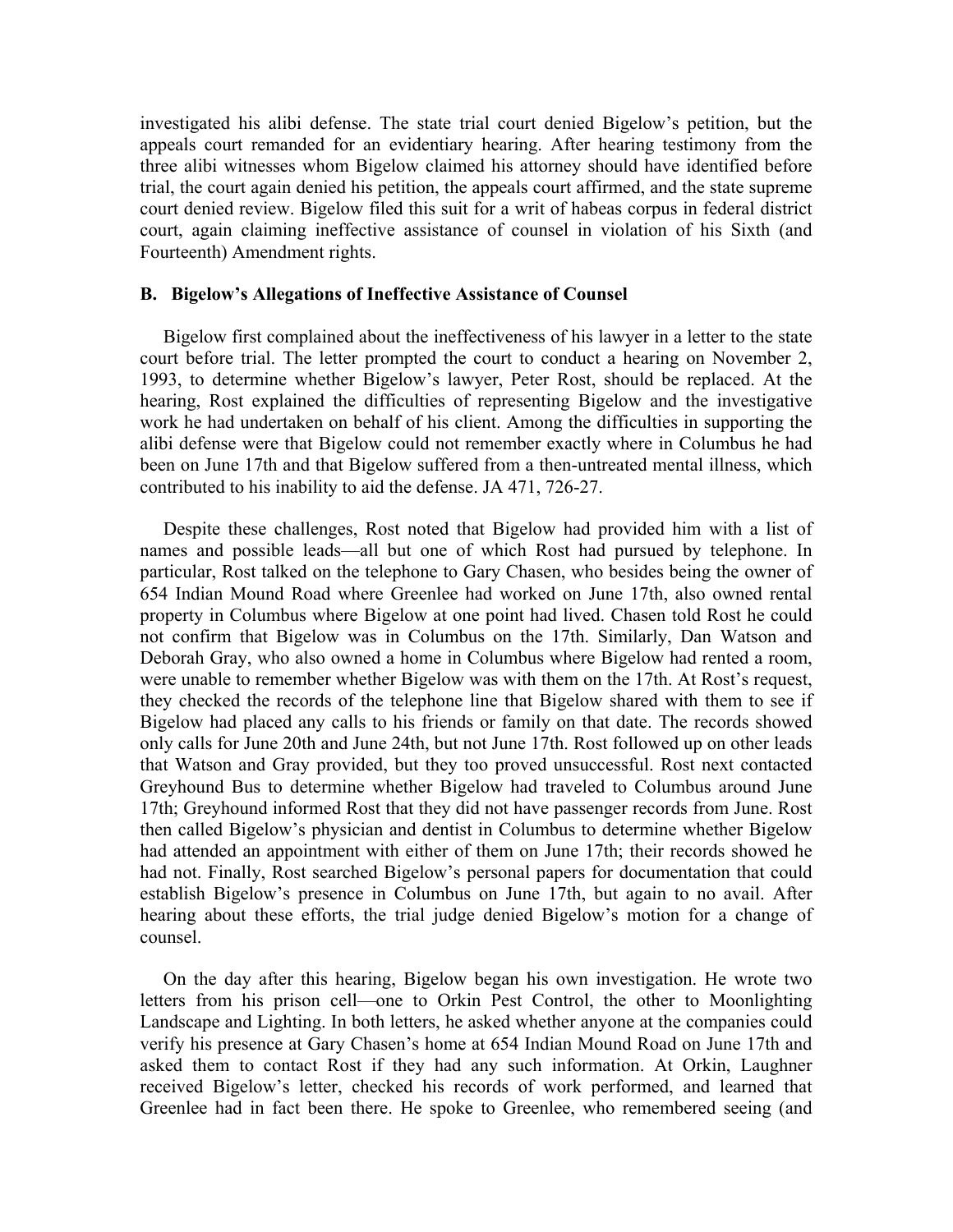investigated his alibi defense. The state trial court denied Bigelow's petition, but the appeals court remanded for an evidentiary hearing. After hearing testimony from the three alibi witnesses whom Bigelow claimed his attorney should have identified before trial, the court again denied his petition, the appeals court affirmed, and the state supreme court denied review. Bigelow filed this suit for a writ of habeas corpus in federal district court, again claiming ineffective assistance of counsel in violation of his Sixth (and Fourteenth) Amendment rights.

### B. Bigelow's Allegations of Ineffective Assistance of Counsel

Bigelow first complained about the ineffectiveness of his lawyer in a letter to the state court before trial. The letter prompted the court to conduct a hearing on November 2, 1993, to determine whether Bigelow's lawyer, Peter Rost, should be replaced. At the hearing, Rost explained the difficulties of representing Bigelow and the investigative work he had undertaken on behalf of his client. Among the difficulties in supporting the alibi defense were that Bigelow could not remember exactly where in Columbus he had been on June 17th and that Bigelow suffered from a then-untreated mental illness, which contributed to his inability to aid the defense. JA 471, 726-27.

Despite these challenges, Rost noted that Bigelow had provided him with a list of names and possible leads—all but one of which Rost had pursued by telephone. In particular, Rost talked on the telephone to Gary Chasen, who besides being the owner of 654 Indian Mound Road where Greenlee had worked on June 17th, also owned rental property in Columbus where Bigelow at one point had lived. Chasen told Rost he could not confirm that Bigelow was in Columbus on the 17th. Similarly, Dan Watson and Deborah Gray, who also owned a home in Columbus where Bigelow had rented a room, were unable to remember whether Bigelow was with them on the 17th. At Rost's request, they checked the records of the telephone line that Bigelow shared with them to see if Bigelow had placed any calls to his friends or family on that date. The records showed only calls for June 20th and June 24th, but not June 17th. Rost followed up on other leads that Watson and Gray provided, but they too proved unsuccessful. Rost next contacted Greyhound Bus to determine whether Bigelow had traveled to Columbus around June 17th; Greyhound informed Rost that they did not have passenger records from June. Rost then called Bigelow's physician and dentist in Columbus to determine whether Bigelow had attended an appointment with either of them on June 17th; their records showed he had not. Finally, Rost searched Bigelow's personal papers for documentation that could establish Bigelow's presence in Columbus on June 17th, but again to no avail. After hearing about these efforts, the trial judge denied Bigelow's motion for a change of counsel.

On the day after this hearing, Bigelow began his own investigation. He wrote two letters from his prison cell—one to Orkin Pest Control, the other to Moonlighting Landscape and Lighting. In both letters, he asked whether anyone at the companies could verify his presence at Gary Chasen's home at 654 Indian Mound Road on June 17th and asked them to contact Rost if they had any such information. At Orkin, Laughner received Bigelow's letter, checked his records of work performed, and learned that Greenlee had in fact been there. He spoke to Greenlee, who remembered seeing (and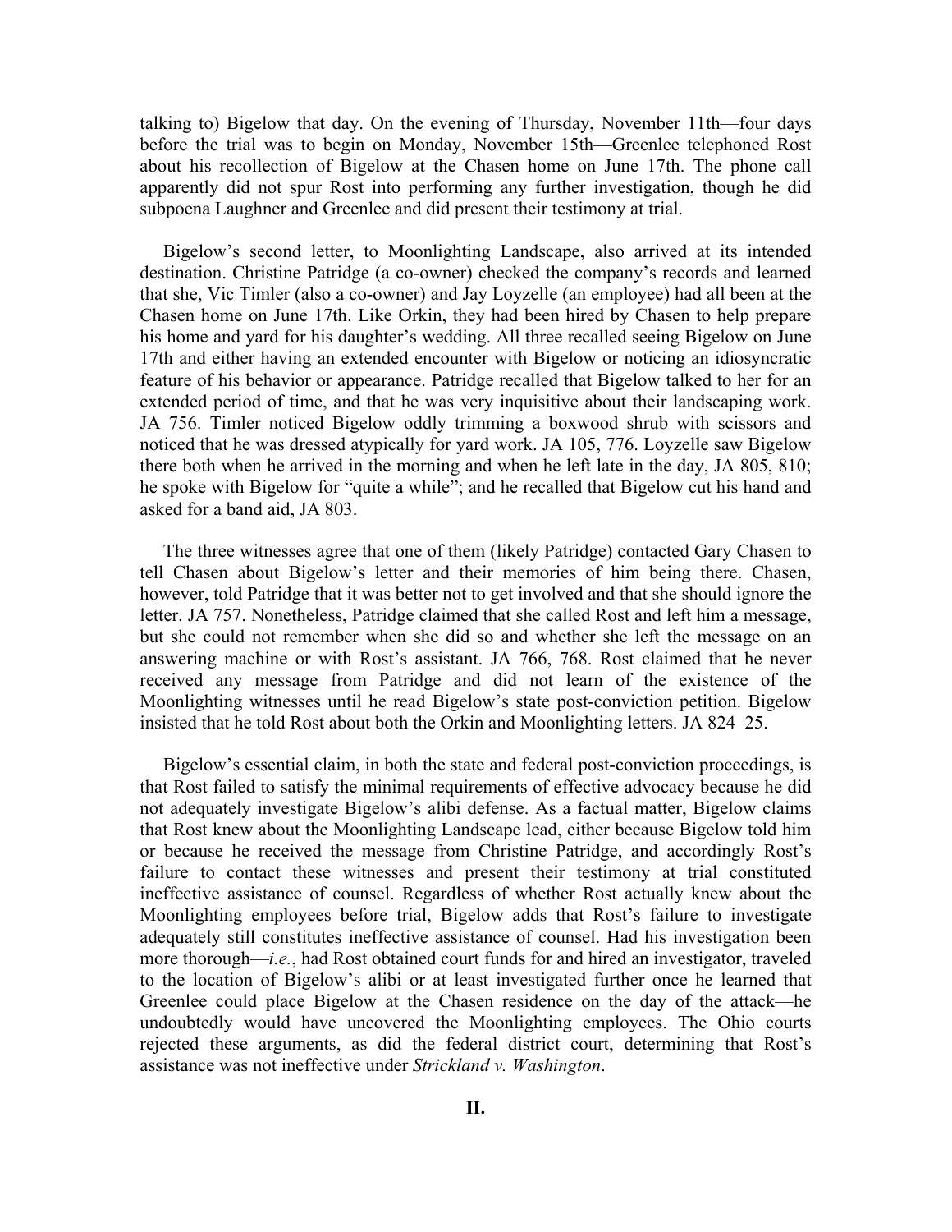talking to) Bigelow that day. On the evening of Thursday, November 11th—four days before the trial was to begin on Monday, November 15th—Greenlee telephoned Rost about his recollection of Bigelow at the Chasen home on June 17th. The phone call apparently did not spur Rost into performing any further investigation, though he did subpoena Laughner and Greenlee and did present their testimony at trial.

Bigelow's second letter, to Moonlighting Landscape, also arrived at its intended destination. Christine Patridge (a co-owner) checked the company's records and learned that she, Vic Timler (also a co-owner) and Jay Loyzelle (an employee) had all been at the Chasen home on June 17th. Like Orkin, they had been hired by Chasen to help prepare his home and yard for his daughter's wedding. All three recalled seeing Bigelow on June 17th and either having an extended encounter with Bigelow or noticing an idiosyncratic feature of his behavior or appearance. Patridge recalled that Bigelow talked to her for an extended period of time, and that he was very inquisitive about their landscaping work. JA 756. Timler noticed Bigelow oddly trimming a boxwood shrub with scissors and noticed that he was dressed atypically for yard work. JA 105, 776. Loyzelle saw Bigelow there both when he arrived in the morning and when he left late in the day, JA 805, 810; he spoke with Bigelow for "quite a while"; and he recalled that Bigelow cut his hand and asked for a band aid, JA 803.

The three witnesses agree that one of them (likely Patridge) contacted Gary Chasen to tell Chasen about Bigelow's letter and their memories of him being there. Chasen, however, told Patridge that it was better not to get involved and that she should ignore the letter. JA 757. Nonetheless, Patridge claimed that she called Rost and left him a message, but she could not remember when she did so and whether she left the message on an answering machine or with Rost's assistant. JA 766, 768. Rost claimed that he never received any message from Patridge and did not learn of the existence of the Moonlighting witnesses until he read Bigelow's state post-conviction petition. Bigelow insisted that he told Rost about both the Orkin and Moonlighting letters. JA 824–25.

Bigelow's essential claim, in both the state and federal post-conviction proceedings, is that Rost failed to satisfy the minimal requirements of effective advocacy because he did not adequately investigate Bigelow's alibi defense. As a factual matter, Bigelow claims that Rost knew about the Moonlighting Landscape lead, either because Bigelow told him or because he received the message from Christine Patridge, and accordingly Rost's failure to contact these witnesses and present their testimony at trial constituted ineffective assistance of counsel. Regardless of whether Rost actually knew about the Moonlighting employees before trial, Bigelow adds that Rost's failure to investigate adequately still constitutes ineffective assistance of counsel. Had his investigation been more thorough—*i.e.*, had Rost obtained court funds for and hired an investigator, traveled to the location of Bigelow's alibi or at least investigated further once he learned that Greenlee could place Bigelow at the Chasen residence on the day of the attack—he undoubtedly would have uncovered the Moonlighting employees. The Ohio courts rejected these arguments, as did the federal district court, determining that Rost's assistance was not ineffective under *Strickland v. Washington*.

## II.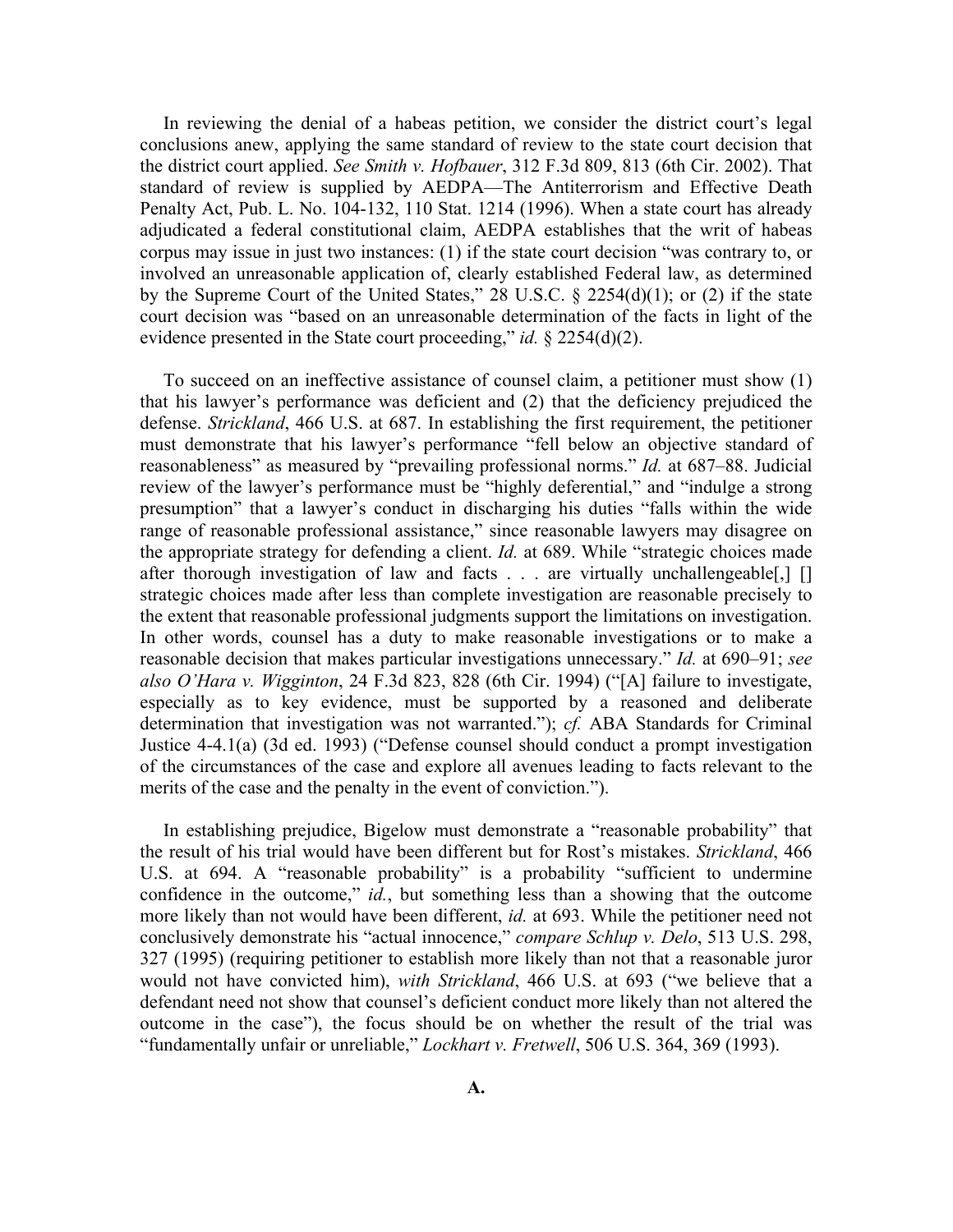In reviewing the denial of a habeas petition, we consider the district court's legal conclusions anew, applying the same standard of review to the state court decision that the district court applied. *See Smith v. Hofbauer*, 312 F.3d 809, 813 (6th Cir. 2002). That standard of review is supplied by AEDPA—The Antiterrorism and Effective Death Penalty Act, Pub. L. No. 104-132, 110 Stat. 1214 (1996). When a state court has already adjudicated a federal constitutional claim, AEDPA establishes that the writ of habeas corpus may issue in just two instances: (1) if the state court decision "was contrary to, or involved an unreasonable application of, clearly established Federal law, as determined by the Supreme Court of the United States," 28 U.S.C. § 2254(d)(1); or (2) if the state court decision was "based on an unreasonable determination of the facts in light of the evidence presented in the State court proceeding," *id.* § 2254(d)(2).

To succeed on an ineffective assistance of counsel claim, a petitioner must show (1) that his lawyer's performance was deficient and (2) that the deficiency prejudiced the defense. *Strickland*, 466 U.S. at 687. In establishing the first requirement, the petitioner must demonstrate that his lawyer's performance "fell below an objective standard of reasonableness" as measured by "prevailing professional norms." *Id.* at 687–88. Judicial review of the lawyer's performance must be "highly deferential," and "indulge a strong presumption" that a lawyer's conduct in discharging his duties "falls within the wide range of reasonable professional assistance," since reasonable lawyers may disagree on the appropriate strategy for defending a client. *Id.* at 689. While "strategic choices made after thorough investigation of law and facts . . . are virtually unchallengeable[,] [] strategic choices made after less than complete investigation are reasonable precisely to the extent that reasonable professional judgments support the limitations on investigation. In other words, counsel has a duty to make reasonable investigations or to make a reasonable decision that makes particular investigations unnecessary." *Id.* at 690–91; *see also O'Hara v. Wigginton*, 24 F.3d 823, 828 (6th Cir. 1994) ("[A] failure to investigate, especially as to key evidence, must be supported by a reasoned and deliberate determination that investigation was not warranted."); *cf.* ABA Standards for Criminal Justice 4-4.1(a) (3d ed. 1993) ("Defense counsel should conduct a prompt investigation of the circumstances of the case and explore all avenues leading to facts relevant to the merits of the case and the penalty in the event of conviction.").

In establishing prejudice, Bigelow must demonstrate a "reasonable probability" that the result of his trial would have been different but for Rost's mistakes. *Strickland*, 466 U.S. at 694. A "reasonable probability" is a probability "sufficient to undermine confidence in the outcome," *id.*, but something less than a showing that the outcome more likely than not would have been different, *id.* at 693. While the petitioner need not conclusively demonstrate his "actual innocence," *compare Schlup v. Delo*, 513 U.S. 298, 327 (1995) (requiring petitioner to establish more likely than not that a reasonable juror would not have convicted him), *with Strickland*, 466 U.S. at 693 ("we believe that a defendant need not show that counsel's deficient conduct more likely than not altered the outcome in the case"), the focus should be on whether the result of the trial was "fundamentally unfair or unreliable," *Lockhart v. Fretwell*, 506 U.S. 364, 369 (1993).

**A.**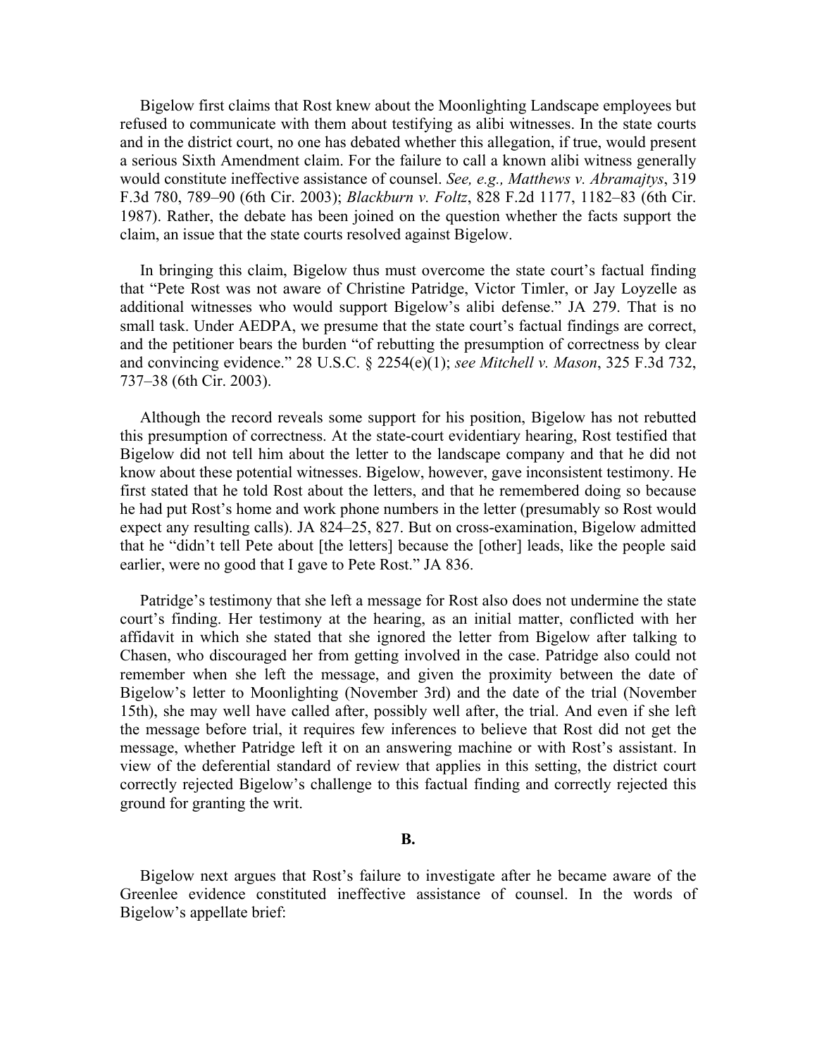Bigelow first claims that Rost knew about the Moonlighting Landscape employees but refused to communicate with them about testifying as alibi witnesses. In the state courts and in the district court, no one has debated whether this allegation, if true, would present a serious Sixth Amendment claim. For the failure to call a known alibi witness generally would constitute ineffective assistance of counsel. *See, e.g., Matthews v. Abramajtys*, 319 F.3d 780, 789–90 (6th Cir. 2003); *Blackburn v. Foltz*, 828 F.2d 1177, 1182–83 (6th Cir. 1987). Rather, the debate has been joined on the question whether the facts support the claim, an issue that the state courts resolved against Bigelow.

In bringing this claim, Bigelow thus must overcome the state court's factual finding that "Pete Rost was not aware of Christine Patridge, Victor Timler, or Jay Loyzelle as additional witnesses who would support Bigelow's alibi defense." JA 279. That is no small task. Under AEDPA, we presume that the state court's factual findings are correct, and the petitioner bears the burden "of rebutting the presumption of correctness by clear and convincing evidence." 28 U.S.C. § 2254(e)(1); *see Mitchell v. Mason*, 325 F.3d 732, 737–38 (6th Cir. 2003).

Although the record reveals some support for his position, Bigelow has not rebutted this presumption of correctness. At the state-court evidentiary hearing, Rost testified that Bigelow did not tell him about the letter to the landscape company and that he did not know about these potential witnesses. Bigelow, however, gave inconsistent testimony. He first stated that he told Rost about the letters, and that he remembered doing so because he had put Rost's home and work phone numbers in the letter (presumably so Rost would expect any resulting calls). JA 824–25, 827. But on cross-examination, Bigelow admitted that he "didn't tell Pete about [the letters] because the [other] leads, like the people said earlier, were no good that I gave to Pete Rost." JA 836.

Patridge's testimony that she left a message for Rost also does not undermine the state court's finding. Her testimony at the hearing, as an initial matter, conflicted with her affidavit in which she stated that she ignored the letter from Bigelow after talking to Chasen, who discouraged her from getting involved in the case. Patridge also could not remember when she left the message, and given the proximity between the date of Bigelow's letter to Moonlighting (November 3rd) and the date of the trial (November 15th), she may well have called after, possibly well after, the trial. And even if she left the message before trial, it requires few inferences to believe that Rost did not get the message, whether Patridge left it on an answering machine or with Rost's assistant. In view of the deferential standard of review that applies in this setting, the district court correctly rejected Bigelow's challenge to this factual finding and correctly rejected this ground for granting the writ.

### B.

Bigelow next argues that Rost's failure to investigate after he became aware of the Greenlee evidence constituted ineffective assistance of counsel. In the words of Bigelow's appellate brief: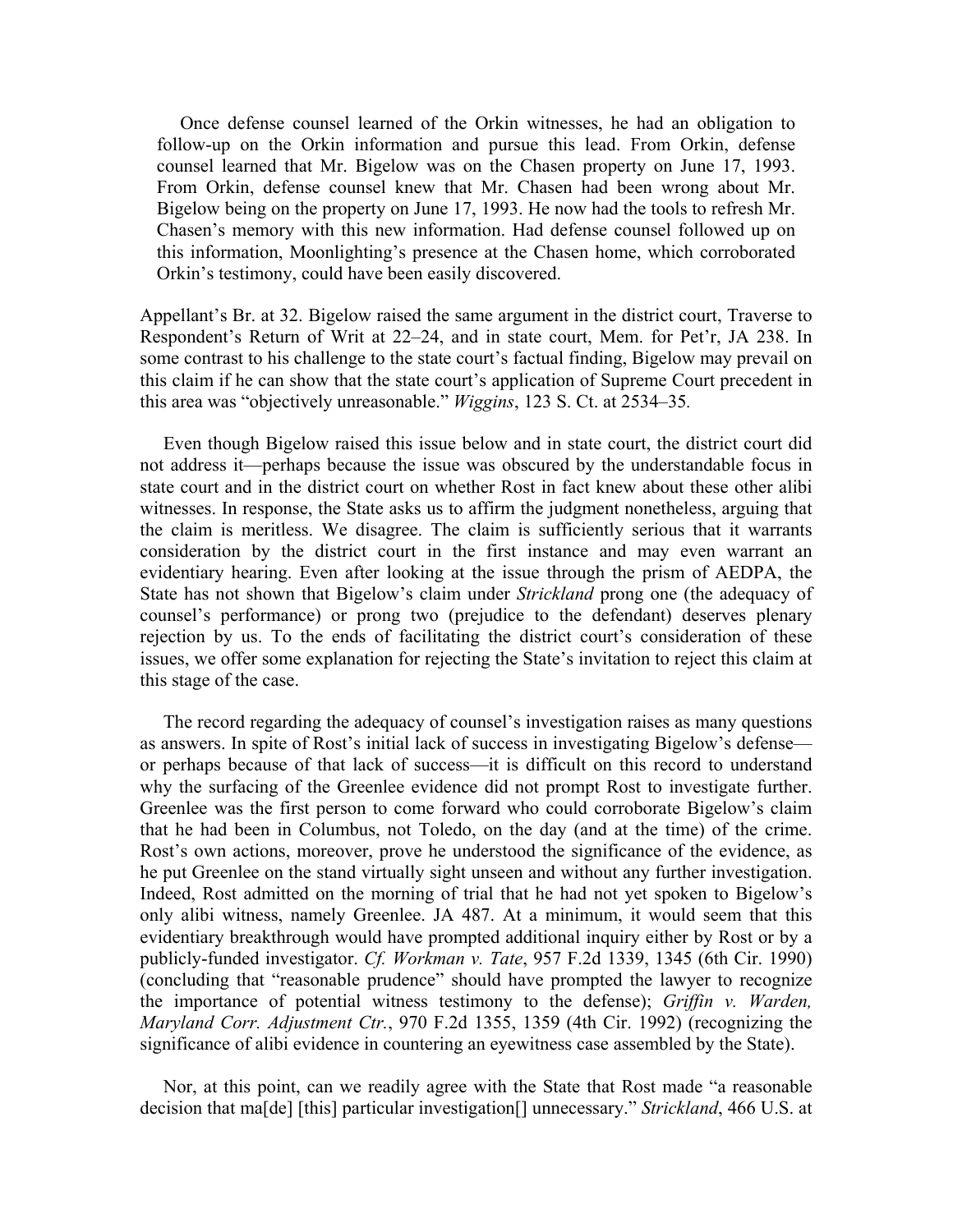> Once defense counsel learned of the Orkin witnesses, he had an obligation to follow-up on the Orkin information and pursue this lead. From Orkin, defense counsel learned that Mr. Bigelow was on the Chasen property on June 17, 1993. From Orkin, defense counsel knew that Mr. Chasen had been wrong about Mr. Bigelow being on the property on June 17, 1993. He now had the tools to refresh Mr. Chasen's memory with this new information. Had defense counsel followed up on this information, Moonlighting's presence at the Chasen home, which corroborated Orkin's testimony, could have been easily discovered.

Appellant's Br. at 32. Bigelow raised the same argument in the district court, Traverse to Respondent's Return of Writ at 22–24, and in state court, Mem. for Pet'r, JA 238. In some contrast to his challenge to the state court's factual finding, Bigelow may prevail on this claim if he can show that the state court's application of Supreme Court precedent in this area was "objectively unreasonable." *Wiggins*, 123 S. Ct. at 2534–35.

Even though Bigelow raised this issue below and in state court, the district court did not address it—perhaps because the issue was obscured by the understandable focus in state court and in the district court on whether Rost in fact knew about these other alibi witnesses. In response, the State asks us to affirm the judgment nonetheless, arguing that the claim is meritless. We disagree. The claim is sufficiently serious that it warrants consideration by the district court in the first instance and may even warrant an evidentiary hearing. Even after looking at the issue through the prism of AEDPA, the State has not shown that Bigelow's claim under *Strickland* prong one (the adequacy of counsel's performance) or prong two (prejudice to the defendant) deserves plenary rejection by us. To the ends of facilitating the district court's consideration of these issues, we offer some explanation for rejecting the State's invitation to reject this claim at this stage of the case.

The record regarding the adequacy of counsel's investigation raises as many questions as answers. In spite of Rost's initial lack of success in investigating Bigelow's defense—or perhaps because of that lack of success—it is difficult on this record to understand why the surfacing of the Greenlee evidence did not prompt Rost to investigate further. Greenlee was the first person to come forward who could corroborate Bigelow's claim that he had been in Columbus, not Toledo, on the day (and at the time) of the crime. Rost's own actions, moreover, prove he understood the significance of the evidence, as he put Greenlee on the stand virtually sight unseen and without any further investigation. Indeed, Rost admitted on the morning of trial that he had not yet spoken to Bigelow's only alibi witness, namely Greenlee. JA 487. At a minimum, it would seem that this evidentiary breakthrough would have prompted additional inquiry either by Rost or by a publicly-funded investigator. *Cf. Workman v. Tate*, 957 F.2d 1339, 1345 (6th Cir. 1990) (concluding that "reasonable prudence" should have prompted the lawyer to recognize the importance of potential witness testimony to the defense); *Griffin v. Warden, Maryland Corr. Adjustment Ctr.*, 970 F.2d 1355, 1359 (4th Cir. 1992) (recognizing the significance of alibi evidence in countering an eyewitness case assembled by the State).

Nor, at this point, can we readily agree with the State that Rost made "a reasonable decision that ma[de] [this] particular investigation[] unnecessary." *Strickland*, 466 U.S. at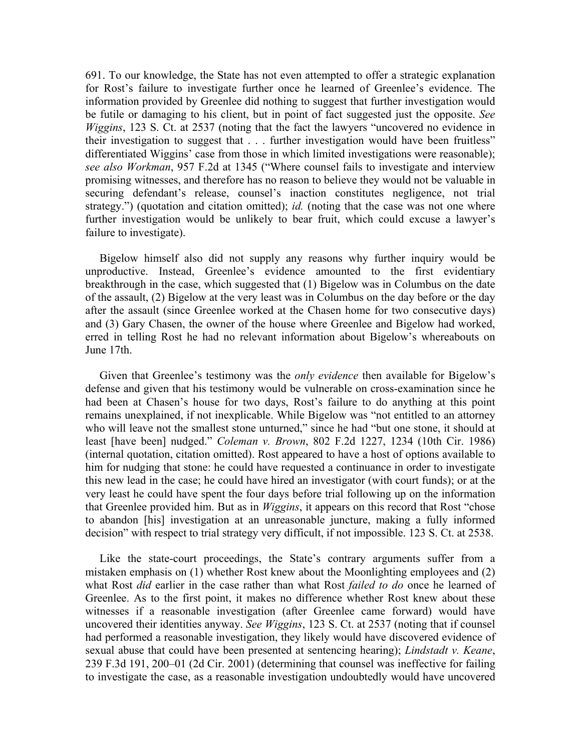691. To our knowledge, the State has not even attempted to offer a strategic explanation for Rost's failure to investigate further once he learned of Greenlee's evidence. The information provided by Greenlee did nothing to suggest that further investigation would be futile or damaging to his client, but in point of fact suggested just the opposite. *See Wiggins*, 123 S. Ct. at 2537 (noting that the fact the lawyers "uncovered no evidence in their investigation to suggest that . . . further investigation would have been fruitless" differentiated Wiggins' case from those in which limited investigations were reasonable); *see also Workman*, 957 F.2d at 1345 ("Where counsel fails to investigate and interview promising witnesses, and therefore has no reason to believe they would not be valuable in securing defendant's release, counsel's inaction constitutes negligence, not trial strategy.") (quotation and citation omitted); *id.* (noting that the case was not one where further investigation would be unlikely to bear fruit, which could excuse a lawyer's failure to investigate).

Bigelow himself also did not supply any reasons why further inquiry would be unproductive. Instead, Greenlee's evidence amounted to the first evidentiary breakthrough in the case, which suggested that (1) Bigelow was in Columbus on the date of the assault, (2) Bigelow at the very least was in Columbus on the day before or the day after the assault (since Greenlee worked at the Chasen home for two consecutive days) and (3) Gary Chasen, the owner of the house where Greenlee and Bigelow had worked, erred in telling Rost he had no relevant information about Bigelow's whereabouts on June 17th.

Given that Greenlee's testimony was the *only evidence* then available for Bigelow's defense and given that his testimony would be vulnerable on cross-examination since he had been at Chasen's house for two days, Rost's failure to do anything at this point remains unexplained, if not inexplicable. While Bigelow was "not entitled to an attorney who will leave not the smallest stone unturned," since he had "but one stone, it should at least [have been] nudged." *Coleman v. Brown*, 802 F.2d 1227, 1234 (10th Cir. 1986) (internal quotation, citation omitted). Rost appeared to have a host of options available to him for nudging that stone: he could have requested a continuance in order to investigate this new lead in the case; he could have hired an investigator (with court funds); or at the very least he could have spent the four days before trial following up on the information that Greenlee provided him. But as in *Wiggins*, it appears on this record that Rost "chose to abandon [his] investigation at an unreasonable juncture, making a fully informed decision" with respect to trial strategy very difficult, if not impossible. 123 S. Ct. at 2538.

Like the state-court proceedings, the State's contrary arguments suffer from a mistaken emphasis on (1) whether Rost knew about the Moonlighting employees and (2) what Rost *did* earlier in the case rather than what Rost *failed to do* once he learned of Greenlee. As to the first point, it makes no difference whether Rost knew about these witnesses if a reasonable investigation (after Greenlee came forward) would have uncovered their identities anyway. *See Wiggins*, 123 S. Ct. at 2537 (noting that if counsel had performed a reasonable investigation, they likely would have discovered evidence of sexual abuse that could have been presented at sentencing hearing); *Lindstadt v. Keane*, 239 F.3d 191, 200–01 (2d Cir. 2001) (determining that counsel was ineffective for failing to investigate the case, as a reasonable investigation undoubtedly would have uncovered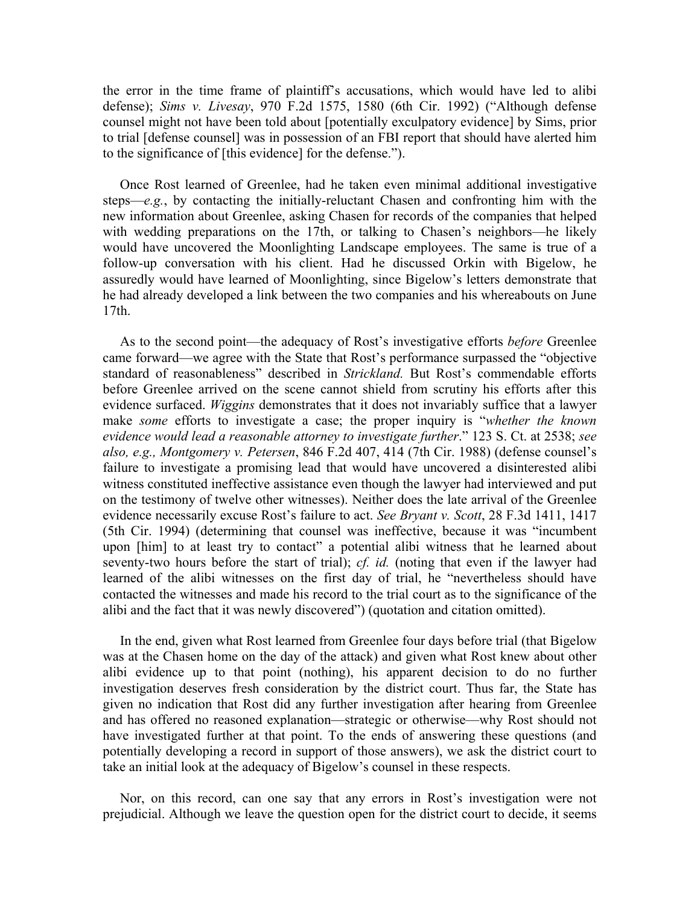the error in the time frame of plaintiff's accusations, which would have led to alibi defense); *Sims v. Livesay*, 970 F.2d 1575, 1580 (6th Cir. 1992) ("Although defense counsel might not have been told about [potentially exculpatory evidence] by Sims, prior to trial [defense counsel] was in possession of an FBI report that should have alerted him to the significance of [this evidence] for the defense.").

Once Rost learned of Greenlee, had he taken even minimal additional investigative steps—*e.g.*, by contacting the initially-reluctant Chasen and confronting him with the new information about Greenlee, asking Chasen for records of the companies that helped with wedding preparations on the 17th, or talking to Chasen's neighbors—he likely would have uncovered the Moonlighting Landscape employees. The same is true of a follow-up conversation with his client. Had he discussed Orkin with Bigelow, he assuredly would have learned of Moonlighting, since Bigelow's letters demonstrate that he had already developed a link between the two companies and his whereabouts on June 17th.

As to the second point—the adequacy of Rost's investigative efforts *before* Greenlee came forward—we agree with the State that Rost's performance surpassed the "objective standard of reasonableness" described in *Strickland.* But Rost's commendable efforts before Greenlee arrived on the scene cannot shield from scrutiny his efforts after this evidence surfaced. *Wiggins* demonstrates that it does not invariably suffice that a lawyer make *some* efforts to investigate a case; the proper inquiry is "*whether the known evidence would lead a reasonable attorney to investigate further*." 123 S. Ct. at 2538; *see also, e.g., Montgomery v. Petersen*, 846 F.2d 407, 414 (7th Cir. 1988) (defense counsel's failure to investigate a promising lead that would have uncovered a disinterested alibi witness constituted ineffective assistance even though the lawyer had interviewed and put on the testimony of twelve other witnesses). Neither does the late arrival of the Greenlee evidence necessarily excuse Rost's failure to act. *See Bryant v. Scott*, 28 F.3d 1411, 1417 (5th Cir. 1994) (determining that counsel was ineffective, because it was "incumbent upon [him] to at least try to contact" a potential alibi witness that he learned about seventy-two hours before the start of trial); *cf. id.* (noting that even if the lawyer had learned of the alibi witnesses on the first day of trial, he "nevertheless should have contacted the witnesses and made his record to the trial court as to the significance of the alibi and the fact that it was newly discovered") (quotation and citation omitted).

In the end, given what Rost learned from Greenlee four days before trial (that Bigelow was at the Chasen home on the day of the attack) and given what Rost knew about other alibi evidence up to that point (nothing), his apparent decision to do no further investigation deserves fresh consideration by the district court. Thus far, the State has given no indication that Rost did any further investigation after hearing from Greenlee and has offered no reasoned explanation—strategic or otherwise—why Rost should not have investigated further at that point. To the ends of answering these questions (and potentially developing a record in support of those answers), we ask the district court to take an initial look at the adequacy of Bigelow's counsel in these respects.

Nor, on this record, can one say that any errors in Rost's investigation were not prejudicial. Although we leave the question open for the district court to decide, it seems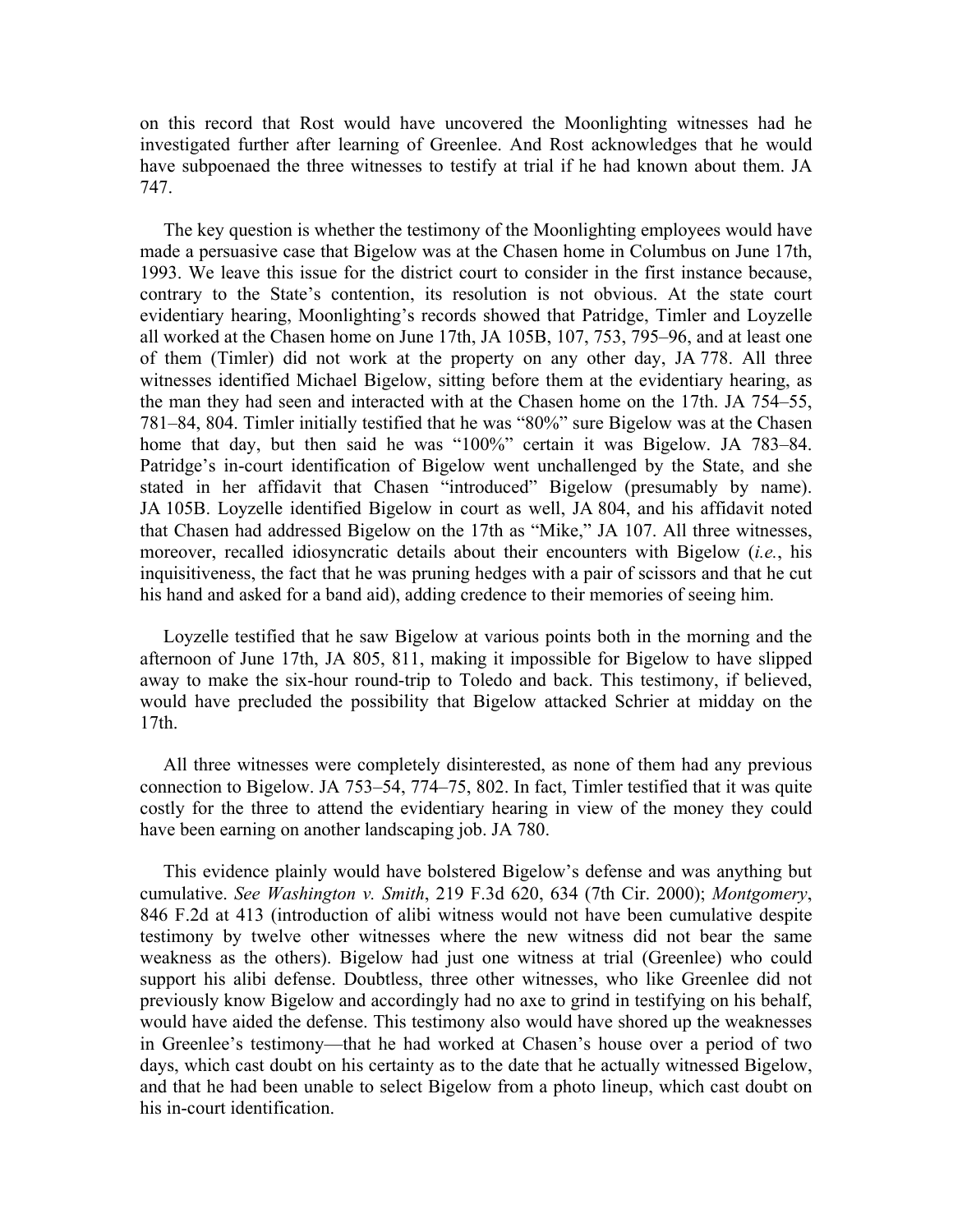on this record that Rost would have uncovered the Moonlighting witnesses had he investigated further after learning of Greenlee. And Rost acknowledges that he would have subpoenaed the three witnesses to testify at trial if he had known about them. JA 747.

The key question is whether the testimony of the Moonlighting employees would have made a persuasive case that Bigelow was at the Chasen home in Columbus on June 17th, 1993. We leave this issue for the district court to consider in the first instance because, contrary to the State's contention, its resolution is not obvious. At the state court evidentiary hearing, Moonlighting's records showed that Patridge, Timler and Loyzelle all worked at the Chasen home on June 17th, JA 105B, 107, 753, 795–96, and at least one of them (Timler) did not work at the property on any other day, JA 778. All three witnesses identified Michael Bigelow, sitting before them at the evidentiary hearing, as the man they had seen and interacted with at the Chasen home on the 17th. JA 754–55, 781–84, 804. Timler initially testified that he was "80%" sure Bigelow was at the Chasen home that day, but then said he was "100%" certain it was Bigelow. JA 783–84. Patridge's in-court identification of Bigelow went unchallenged by the State, and she stated in her affidavit that Chasen "introduced" Bigelow (presumably by name). JA 105B. Loyzelle identified Bigelow in court as well, JA 804, and his affidavit noted that Chasen had addressed Bigelow on the 17th as "Mike," JA 107. All three witnesses, moreover, recalled idiosyncratic details about their encounters with Bigelow (*i.e.*, his inquisitiveness, the fact that he was pruning hedges with a pair of scissors and that he cut his hand and asked for a band aid), adding credence to their memories of seeing him.

Loyzelle testified that he saw Bigelow at various points both in the morning and the afternoon of June 17th, JA 805, 811, making it impossible for Bigelow to have slipped away to make the six-hour round-trip to Toledo and back. This testimony, if believed, would have precluded the possibility that Bigelow attacked Schrier at midday on the 17th.

All three witnesses were completely disinterested, as none of them had any previous connection to Bigelow. JA 753–54, 774–75, 802. In fact, Timler testified that it was quite costly for the three to attend the evidentiary hearing in view of the money they could have been earning on another landscaping job. JA 780.

This evidence plainly would have bolstered Bigelow's defense and was anything but cumulative. *See Washington v. Smith*, 219 F.3d 620, 634 (7th Cir. 2000); *Montgomery*, 846 F.2d at 413 (introduction of alibi witness would not have been cumulative despite testimony by twelve other witnesses where the new witness did not bear the same weakness as the others). Bigelow had just one witness at trial (Greenlee) who could support his alibi defense. Doubtless, three other witnesses, who like Greenlee did not previously know Bigelow and accordingly had no axe to grind in testifying on his behalf, would have aided the defense. This testimony also would have shored up the weaknesses in Greenlee's testimony—that he had worked at Chasen's house over a period of two days, which cast doubt on his certainty as to the date that he actually witnessed Bigelow, and that he had been unable to select Bigelow from a photo lineup, which cast doubt on his in-court identification.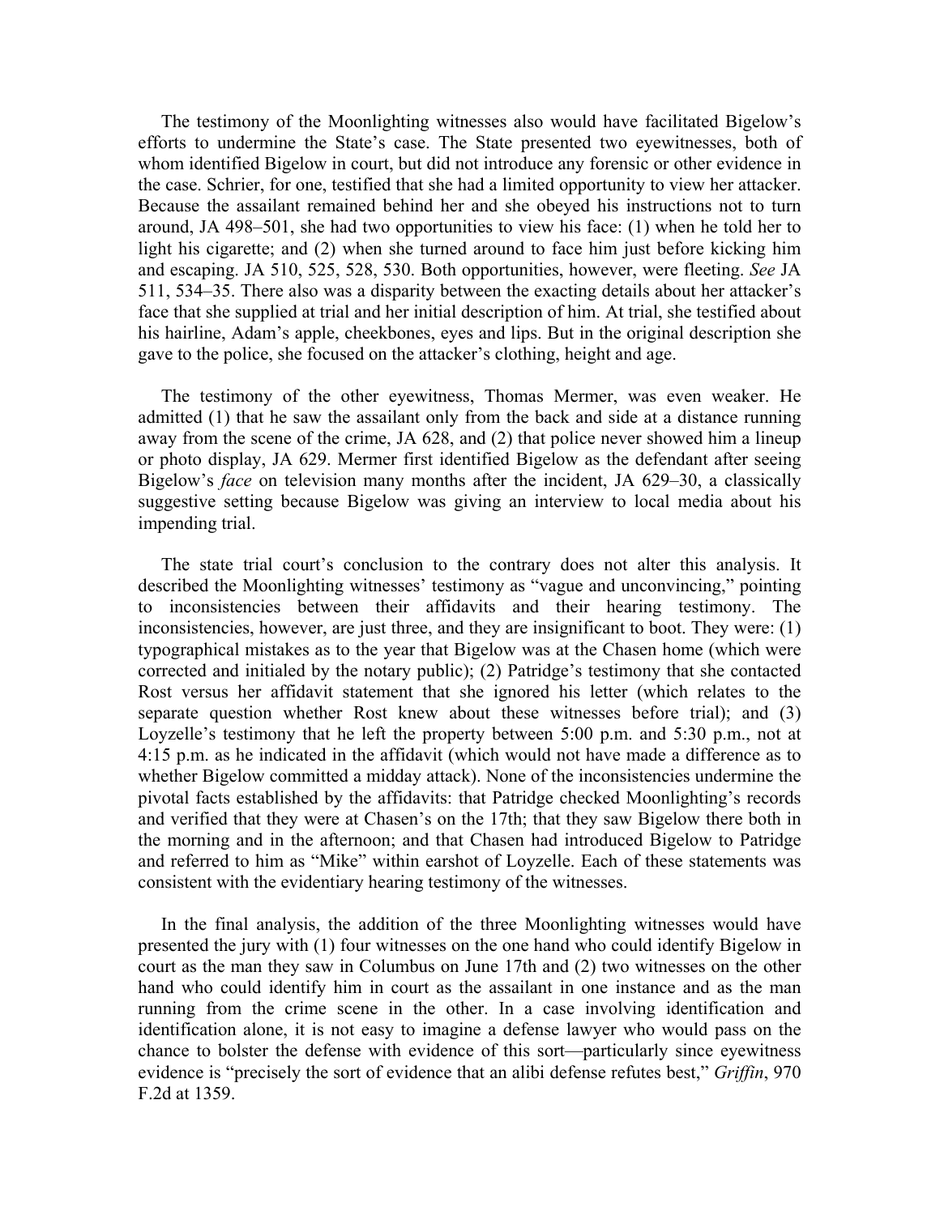The testimony of the Moonlighting witnesses also would have facilitated Bigelow's efforts to undermine the State's case. The State presented two eyewitnesses, both of whom identified Bigelow in court, but did not introduce any forensic or other evidence in the case. Schrier, for one, testified that she had a limited opportunity to view her attacker. Because the assailant remained behind her and she obeyed his instructions not to turn around, JA 498–501, she had two opportunities to view his face: (1) when he told her to light his cigarette; and (2) when she turned around to face him just before kicking him and escaping. JA 510, 525, 528, 530. Both opportunities, however, were fleeting. *See* JA 511, 534–35. There also was a disparity between the exacting details about her attacker's face that she supplied at trial and her initial description of him. At trial, she testified about his hairline, Adam's apple, cheekbones, eyes and lips. But in the original description she gave to the police, she focused on the attacker's clothing, height and age.

The testimony of the other eyewitness, Thomas Mermer, was even weaker. He admitted (1) that he saw the assailant only from the back and side at a distance running away from the scene of the crime, JA 628, and (2) that police never showed him a lineup or photo display, JA 629. Mermer first identified Bigelow as the defendant after seeing Bigelow's *face* on television many months after the incident, JA 629–30, a classically suggestive setting because Bigelow was giving an interview to local media about his impending trial.

The state trial court's conclusion to the contrary does not alter this analysis. It described the Moonlighting witnesses' testimony as "vague and unconvincing," pointing to inconsistencies between their affidavits and their hearing testimony. The inconsistencies, however, are just three, and they are insignificant to boot. They were: (1) typographical mistakes as to the year that Bigelow was at the Chasen home (which were corrected and initialed by the notary public); (2) Patridge's testimony that she contacted Rost versus her affidavit statement that she ignored his letter (which relates to the separate question whether Rost knew about these witnesses before trial); and (3) Loyzelle's testimony that he left the property between 5:00 p.m. and 5:30 p.m., not at 4:15 p.m. as he indicated in the affidavit (which would not have made a difference as to whether Bigelow committed a midday attack). None of the inconsistencies undermine the pivotal facts established by the affidavits: that Patridge checked Moonlighting's records and verified that they were at Chasen's on the 17th; that they saw Bigelow there both in the morning and in the afternoon; and that Chasen had introduced Bigelow to Patridge and referred to him as "Mike" within earshot of Loyzelle. Each of these statements was consistent with the evidentiary hearing testimony of the witnesses.

In the final analysis, the addition of the three Moonlighting witnesses would have presented the jury with (1) four witnesses on the one hand who could identify Bigelow in court as the man they saw in Columbus on June 17th and (2) two witnesses on the other hand who could identify him in court as the assailant in one instance and as the man running from the crime scene in the other. In a case involving identification and identification alone, it is not easy to imagine a defense lawyer who would pass on the chance to bolster the defense with evidence of this sort—particularly since eyewitness evidence is "precisely the sort of evidence that an alibi defense refutes best," *Griffin*, 970 F.2d at 1359.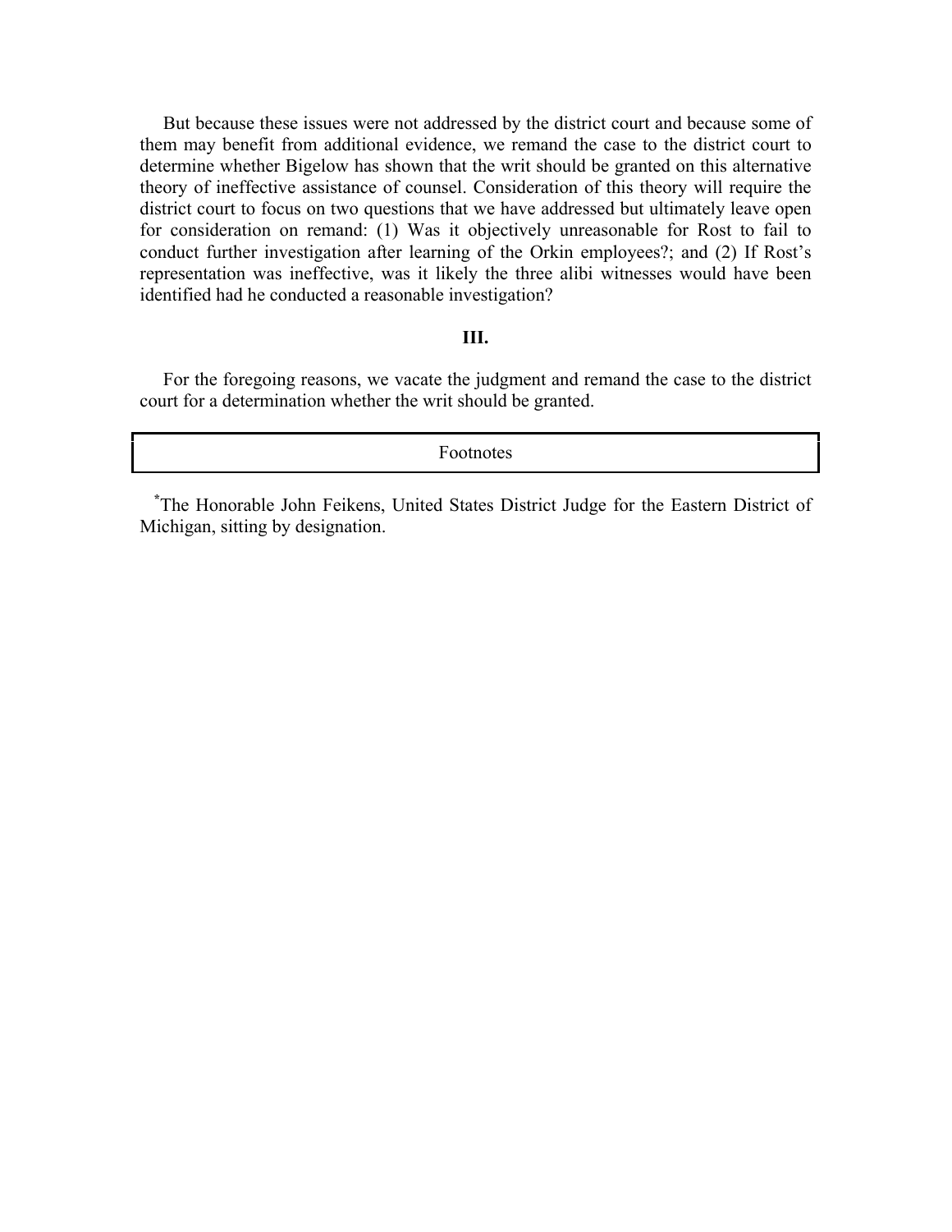But because these issues were not addressed by the district court and because some of them may benefit from additional evidence, we remand the case to the district court to determine whether Bigelow has shown that the writ should be granted on this alternative theory of ineffective assistance of counsel. Consideration of this theory will require the district court to focus on two questions that we have addressed but ultimately leave open for consideration on remand: (1) Was it objectively unreasonable for Rost to fail to conduct further investigation after learning of the Orkin employees?; and (2) If Rost's representation was ineffective, was it likely the three alibi witnesses would have been identified had he conducted a reasonable investigation?

### III.

For the foregoing reasons, we vacate the judgment and remand the case to the district court for a determination whether the writ should be granted.

## Footnotes

[*]The Honorable John Feikens, United States District Judge for the Eastern District of Michigan, sitting by designation.